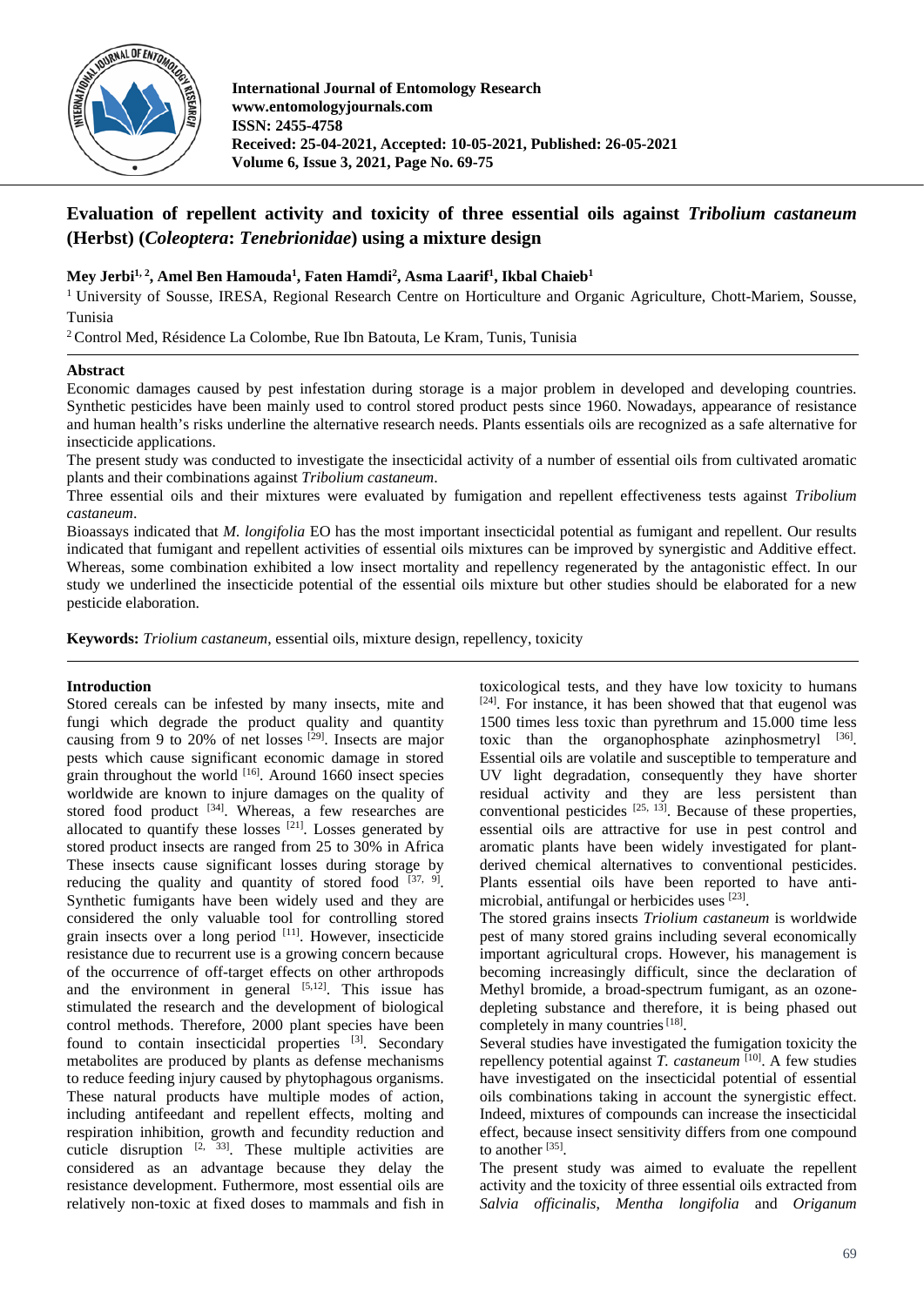**International Journal of Entomology Research**
**www.entomologyjournals.com**
**ISSN: 2455-4758**
**Received: 25-04-2021, Accepted: 10-05-2021, Published: 26-05-2021**
**Volume 6, Issue 3, 2021, Page No. 69-75**

# Evaluation of repellent activity and toxicity of three essential oils against *Tribolium castaneum* (Herbst) (*Coleoptera*: *Tenebrionidae*) using a mixture design

**Mey Jerbi[1, 2], Amel Ben Hamouda[1], Faten Hamdi[2], Asma Laarif[1], Ikbal Chaieb[1]**

[1] University of Sousse, IRESA, Regional Research Centre on Horticulture and Organic Agriculture, Chott-Mariem, Sousse, Tunisia

[2] Control Med, Résidence La Colombe, Rue Ibn Batouta, Le Kram, Tunis, Tunisia

## Abstract

Economic damages caused by pest infestation during storage is a major problem in developed and developing countries. Synthetic pesticides have been mainly used to control stored product pests since 1960. Nowadays, appearance of resistance and human health's risks underline the alternative research needs. Plants essentials oils are recognized as a safe alternative for insecticide applications.

The present study was conducted to investigate the insecticidal activity of a number of essential oils from cultivated aromatic plants and their combinations against *Tribolium castaneum*.

Three essential oils and their mixtures were evaluated by fumigation and repellent effectiveness tests against *Tribolium castaneum*.

Bioassays indicated that *M. longifolia* EO has the most important insecticidal potential as fumigant and repellent. Our results indicated that fumigant and repellent activities of essential oils mixtures can be improved by synergistic and Additive effect. Whereas, some combination exhibited a low insect mortality and repellency regenerated by the antagonistic effect. In our study we underlined the insecticide potential of the essential oils mixture but other studies should be elaborated for a new pesticide elaboration.

**Keywords:** *Triolium castaneum*, essential oils, mixture design, repellency, toxicity

## Introduction

Stored cereals can be infested by many insects, mite and fungi which degrade the product quality and quantity causing from 9 to 20% of net losses [29]. Insects are major pests which cause significant economic damage in stored grain throughout the world [16]. Around 1660 insect species worldwide are known to injure damages on the quality of stored food product [34]. Whereas, a few researches are allocated to quantify these losses [21]. Losses generated by stored product insects are ranged from 25 to 30% in Africa These insects cause significant losses during storage by reducing the quality and quantity of stored food [37, 9]. Synthetic fumigants have been widely used and they are considered the only valuable tool for controlling stored grain insects over a long period [11]. However, insecticide resistance due to recurrent use is a growing concern because of the occurrence of off-target effects on other arthropods and the environment in general [5,12]. This issue has stimulated the research and the development of biological control methods. Therefore, 2000 plant species have been found to contain insecticidal properties [3]. Secondary metabolites are produced by plants as defense mechanisms to reduce feeding injury caused by phytophagous organisms. These natural products have multiple modes of action, including antifeedant and repellent effects, molting and respiration inhibition, growth and fecundity reduction and cuticle disruption [2, 33]. These multiple activities are considered as an advantage because they delay the resistance development. Futhermore, most essential oils are relatively non-toxic at fixed doses to mammals and fish in toxicological tests, and they have low toxicity to humans [24]. For instance, it has been showed that that eugenol was 1500 times less toxic than pyrethrum and 15.000 time less toxic than the organophosphate azinphosmetryl [36]. Essential oils are volatile and susceptible to temperature and UV light degradation, consequently they have shorter residual activity and they are less persistent than conventional pesticides [25, 13]. Because of these properties, essential oils are attractive for use in pest control and aromatic plants have been widely investigated for plant-derived chemical alternatives to conventional pesticides. Plants essential oils have been reported to have anti-microbial, antifungal or herbicides uses [23].

The stored grains insects *Triolium castaneum* is worldwide pest of many stored grains including several economically important agricultural crops. However, his management is becoming increasingly difficult, since the declaration of Methyl bromide, a broad-spectrum fumigant, as an ozone-depleting substance and therefore, it is being phased out completely in many countries [18].

Several studies have investigated the fumigation toxicity the repellency potential against *T. castaneum* [10]. A few studies have investigated on the insecticidal potential of essential oils combinations taking in account the synergistic effect. Indeed, mixtures of compounds can increase the insecticidal effect, because insect sensitivity differs from one compound to another [35].

The present study was aimed to evaluate the repellent activity and the toxicity of three essential oils extracted from *Salvia officinalis*, *Mentha longifolia* and *Origanum*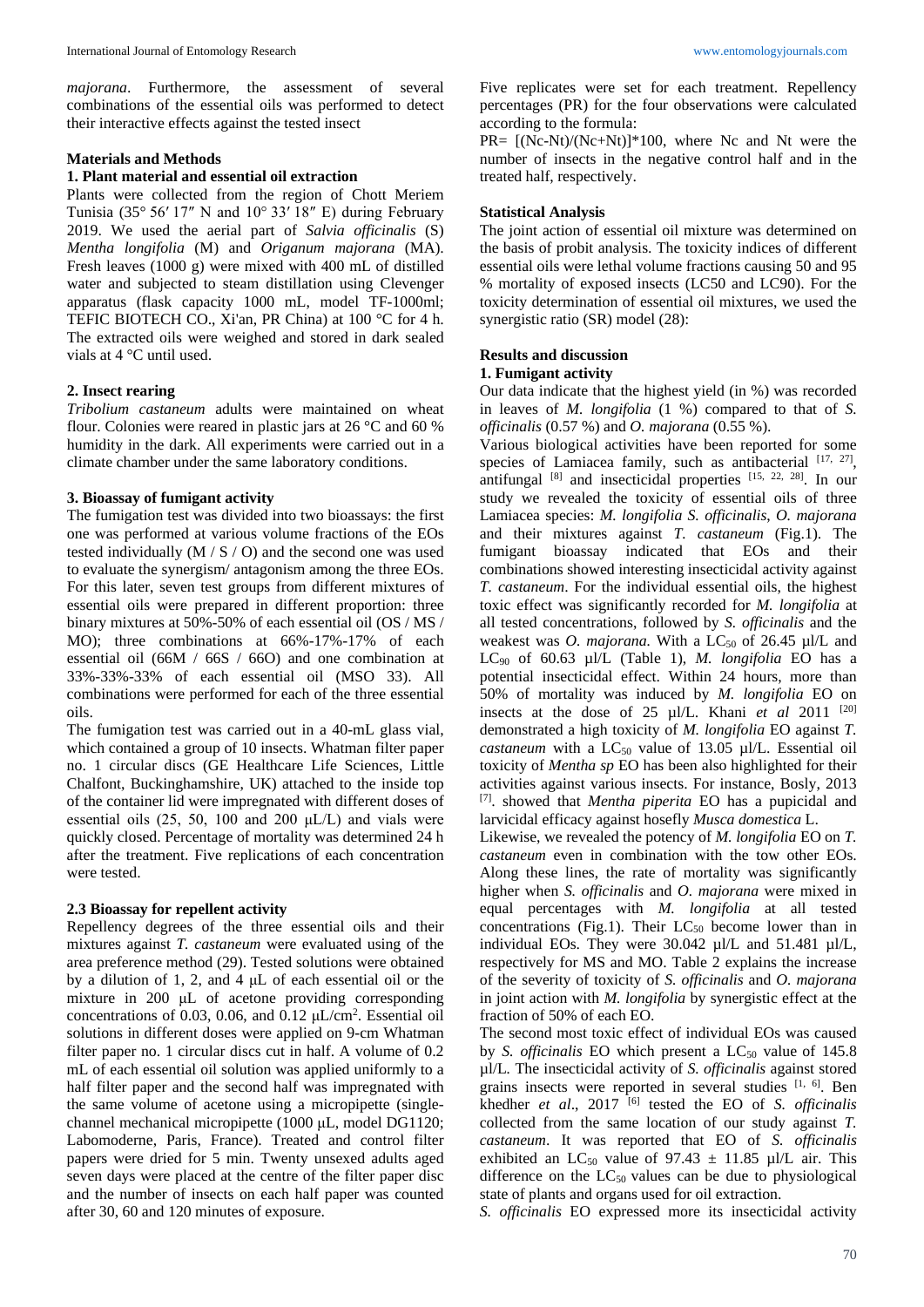*majorana*. Furthermore, the assessment of several combinations of the essential oils was performed to detect their interactive effects against the tested insect

## Materials and Methods

### 1. Plant material and essential oil extraction

Plants were collected from the region of Chott Meriem Tunisia (35° 56′ 17″ N and 10° 33′ 18″ E) during February 2019. We used the aerial part of *Salvia officinalis* (S) *Mentha longifolia* (M) and *Origanum majorana* (MA). Fresh leaves (1000 g) were mixed with 400 mL of distilled water and subjected to steam distillation using Clevenger apparatus (flask capacity 1000 mL, model TF-1000ml; TEFIC BIOTECH CO., Xi'an, PR China) at 100 °C for 4 h. The extracted oils were weighed and stored in dark sealed vials at 4 °C until used.

### 2. Insect rearing

*Tribolium castaneum* adults were maintained on wheat flour. Colonies were reared in plastic jars at 26 °C and 60 % humidity in the dark. All experiments were carried out in a climate chamber under the same laboratory conditions.

### 3. Bioassay of fumigant activity

The fumigation test was divided into two bioassays: the first one was performed at various volume fractions of the EOs tested individually (M / S / O) and the second one was used to evaluate the synergism/ antagonism among the three EOs. For this later, seven test groups from different mixtures of essential oils were prepared in different proportion: three binary mixtures at 50%-50% of each essential oil (OS / MS / MO); three combinations at 66%-17%-17% of each essential oil (66M / 66S / 66O) and one combination at 33%-33%-33% of each essential oil (MSO 33). All combinations were performed for each of the three essential oils.

The fumigation test was carried out in a 40-mL glass vial, which contained a group of 10 insects. Whatman filter paper no. 1 circular discs (GE Healthcare Life Sciences, Little Chalfont, Buckinghamshire, UK) attached to the inside top of the container lid were impregnated with different doses of essential oils (25, 50, 100 and 200 µL/L) and vials were quickly closed. Percentage of mortality was determined 24 h after the treatment. Five replications of each concentration were tested.

### 2.3 Bioassay for repellent activity

Repellency degrees of the three essential oils and their mixtures against *T. castaneum* were evaluated using the area preference method (29). Tested solutions were obtained by a dilution of 1, 2, and 4 µL of each essential oil or the mixture in 200 µL of acetone providing corresponding concentrations of 0.03, 0.06, and 0.12 µL/cm$^2$. Essential oil solutions in different doses were applied on 9-cm Whatman filter paper no. 1 circular discs cut in half. A volume of 0.2 mL of each essential oil solution was applied uniformly to a half filter paper and the second half was impregnated with the same volume of acetone using a micropipette (single-channel mechanical micropipette (1000 µL, model DG1120; Labomoderne, Paris, France). Treated and control filter papers were dried for 5 min. Twenty unsexed adults aged seven days were placed at the centre of the filter paper disc and the number of insects on each half paper was counted after 30, 60 and 120 minutes of exposure.

Five replicates were set for each treatment. Repellency percentages (PR) for the four observations were calculated according to the formula:

$PR = [(N_c - N_t)/(N_c + N_t)] * 100$, where Nc and Nt were the number of insects in the negative control half and in the treated half, respectively.

## Statistical Analysis

The joint action of essential oil mixture was determined on the basis of probit analysis. The toxicity indices of different essential oils were lethal volume fractions causing 50 and 95 % mortality of exposed insects (LC50 and LC90). For the toxicity determination of essential oil mixtures, we used the synergistic ratio (SR) model (28):

## Results and discussion

### 1. Fumigant activity

Our data indicate that the highest yield (in %) was recorded in leaves of *M. longifolia* (1 %) compared to that of *S. officinalis* (0.57 %) and *O. majorana* (0.55 %).

Various biological activities have been reported for some species of Lamiacea family, such as antibacterial [17, 27], antifungal [8] and insecticidal properties [15, 22, 28]. In our study we revealed the toxicity of essential oils of three Lamiacea species: *M. longifolia S. officinalis, O. majorana* and their mixtures against *T. castaneum* (Fig.1). The fumigant bioassay indicated that EOs and their combinations showed interesting insecticidal activity against *T. castaneum*. For the individual essential oils, the highest toxic effect was significantly recorded for *M. longifolia* at all tested concentrations, followed by *S. officinalis* and the weakest was *O. majorana.* With a $LC_{50}$ of 26.45 µl/L and $LC_{90}$ of 60.63 µl/L (Table 1), *M. longifolia* EO has a potential insecticidal effect. Within 24 hours, more than 50% of mortality was induced by *M. longifolia* EO on insects at the dose of 25 µl/L. Khani *et al* 2011 [20] demonstrated a high toxicity of *M. longifolia* EO against *T. castaneum* with a $LC_{50}$ value of 13.05 µl/L. Essential oil toxicity of *Mentha sp* EO has been also highlighted for their activities against various insects. For instance, Bosly, 2013 [7]. showed that *Mentha piperita* EO has a pupicidal and larvicidal efficacy against hosefly *Musca domestica* L.

Likewise, we revealed the potency of *M. longifolia* EO on *T. castaneum* even in combination with the tow other EOs. Along these lines, the rate of mortality was significantly higher when *S. officinalis* and *O. majorana* were mixed in equal percentages with *M. longifolia* at all tested concentrations (Fig.1). Their $LC_{50}$ become lower than in individual EOs. They were 30.042 µl/L and 51.481 µl/L, respectively for MS and MO. Table 2 explains the increase of the severity of toxicity of *S. officinalis* and *O. majorana* in joint action with *M. longifolia* by synergistic effect at the fraction of 50% of each EO.

The second most toxic effect of individual EOs was caused by *S. officinalis* EO which present a $LC_{50}$ value of 145.8 µl/L. The insecticidal activity of *S. officinalis* against stored grains insects were reported in several studies [1, 6]. Ben khedher *et al*., 2017 [6] tested the EO of *S. officinalis* collected from the same location of our study against *T. castaneum*. It was reported that EO of *S. officinalis* exhibited an $LC_{50}$ value of 97.43 ± 11.85 µl/L air. This difference on the $LC_{50}$ values can be due to physiological state of plants and organs used for oil extraction.

*S. officinalis* EO expressed more its insecticidal activity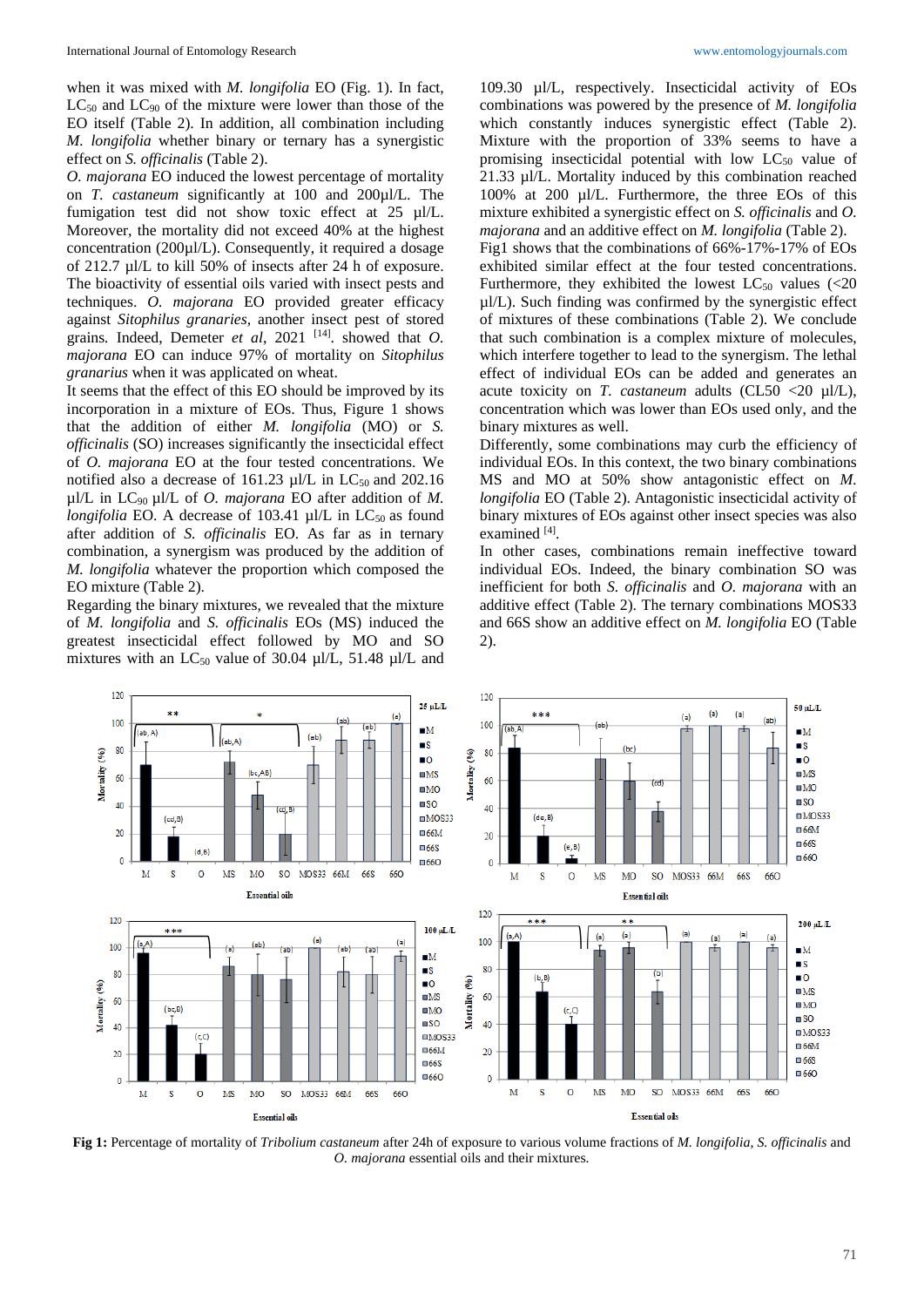when it was mixed with *M. longifolia* EO (Fig. 1). In fact, $LC_{50}$ and $LC_{90}$ of the mixture were lower than those of the EO itself (Table 2). In addition, all combination including *M. longifolia* whether binary or ternary has a synergistic effect on *S. officinalis* (Table 2).

*O. majorana* EO induced the lowest percentage of mortality on *T. castaneum* significantly at 100 and 200µl/L. The fumigation test did not show toxic effect at 25 µl/L. Moreover, the mortality did not exceed 40% at the highest concentration (200µl/L). Consequently, it required a dosage of 212.7 µl/L to kill 50% of insects after 24 h of exposure. The bioactivity of essential oils varied with insect pests and techniques. *O. majorana* EO provided greater efficacy against *Sitophilus granaries*, another insect pest of stored grains. Indeed, Demeter *et al*, 2021 [14]. showed that *O. majorana* EO can induce 97% of mortality on *Sitophilus granarius* when it was applicated on wheat.

It seems that the effect of this EO should be improved by its incorporation in a mixture of EOs. Thus, Figure 1 shows that the addition of either *M. longifolia* (MO) or *S. officinalis* (SO) increases significantly the insecticidal effect of *O. majorana* EO at the four tested concentrations. We notified also a decrease of 161.23 µl/L in $LC_{50}$ and 202.16 µl/L in $LC_{90}$ µl/L of *O. majorana* EO after addition of *M. longifolia* EO. A decrease of 103.41 µl/L in $LC_{50}$ as found after addition of *S. officinalis* EO. As far as in ternary combination, a synergism was produced by the addition of *M. longifolia* whatever the proportion which composed the EO mixture (Table 2).

Regarding the binary mixtures, we revealed that the mixture of *M. longifolia* and *S. officinalis* EOs (MS) induced the greatest insecticidal effect followed by MO and SO mixtures with an $LC_{50}$ value of 30.04 µl/L, 51.48 µl/L and 109.30 µl/L, respectively. Insecticidal activity of EOs combinations was powered by the presence of *M. longifolia* which constantly induces synergistic effect (Table 2). Mixture with the proportion of 33% seems to have a promising insecticidal potential with low $LC_{50}$ value of 21.33 µl/L. Mortality induced by this combination reached 100% at 200 µl/L. Furthermore, the three EOs of this mixture exhibited a synergistic effect on *S. officinalis* and *O. majorana* and an additive effect on *M. longifolia* (Table 2).

Fig1 shows that the combinations of 66%-17%-17% of EOs exhibited similar effect at the four tested concentrations. Furthermore, they exhibited the lowest $LC_{50}$ values (<20 µl/L). Such finding was confirmed by the synergistic effect of mixtures of these combinations (Table 2). We conclude that such combination is a complex mixture of molecules, which interfere together to lead to the synergism. The lethal effect of individual EOs can be added and generates an acute toxicity on *T. castaneum* adults (CL50 <20 µl/L), concentration which was lower than EOs used only, and the binary mixtures as well.

Differently, some combinations may curb the efficiency of individual EOs. In this context, the two binary combinations MS and MO at 50% show antagonistic effect on *M. longifolia* EO (Table 2). Antagonistic insecticidal activity of binary mixtures of EOs against other insect species was also examined [4].

In other cases, combinations remain ineffective toward individual EOs. Indeed, the binary combination SO was inefficient for both *S. officinalis* and *O. majorana* with an additive effect (Table 2). The ternary combinations MOS33 and 66S show an additive effect on *M. longifolia* EO (Table 2).

**Fig 1:** Percentage of mortality of *Tribolium castaneum* after 24h of exposure to various volume fractions of *M. longifolia*, *S. officinalis* and *O. majorana* essential oils and their mixtures.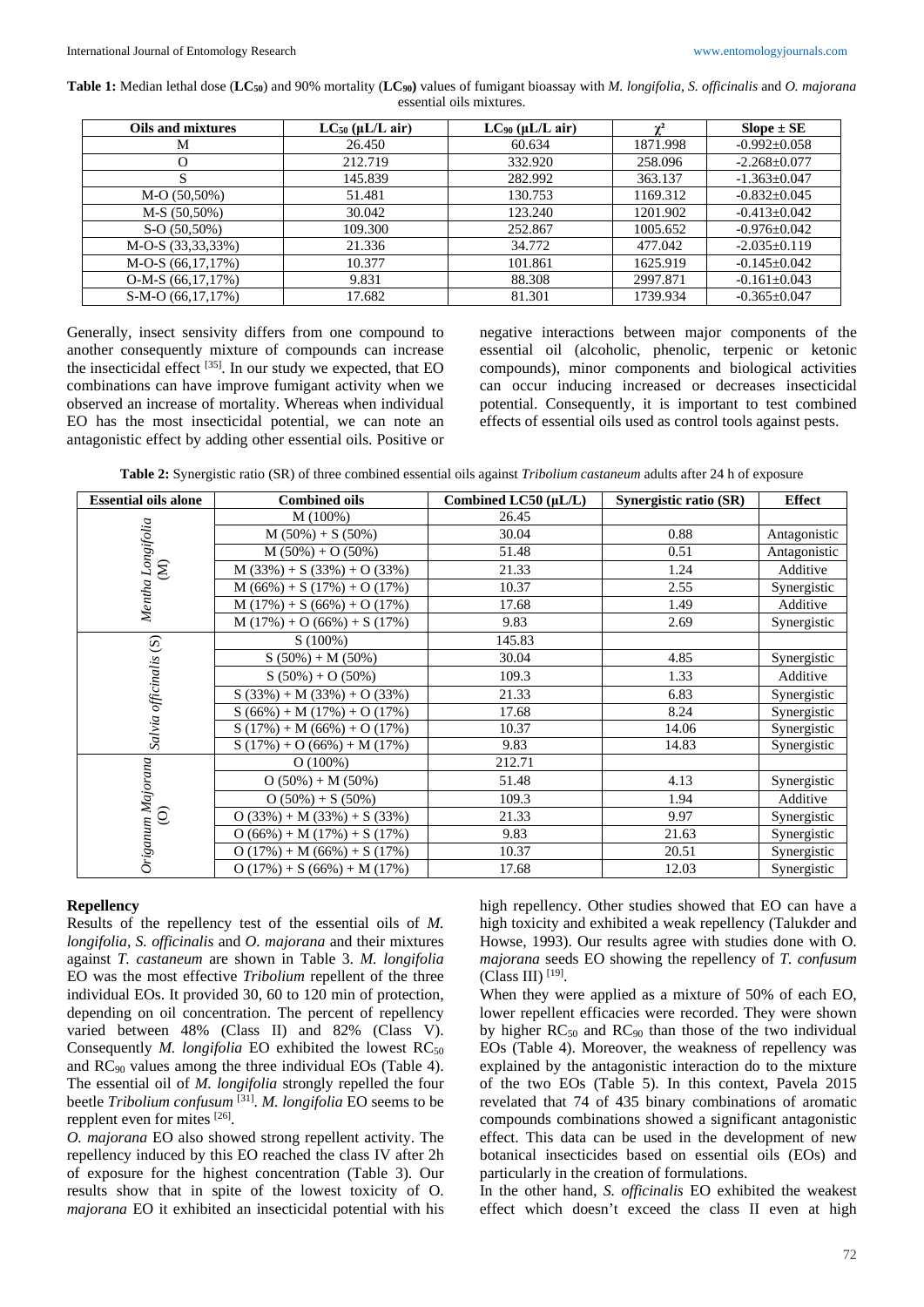**Table 1:** Median lethal dose ($LC_{50}$) and 90% mortality ($LC_{90}$) values of fumigant bioassay with *M. longifolia*, *S. officinalis* and *O. majorana* essential oils mixtures.

| Oils and mixtures | $LC_{50}$ (µL/L air) | $LC_{90}$ (µL/L air) | $\chi^2$ | Slope ± SE |
|---|---|---|---|---|
| M | 26.450 | 60.634 | 1871.998 | -0.992±0.058 |
| O | 212.719 | 332.920 | 258.096 | -2.268±0.077 |
| S | 145.839 | 282.992 | 363.137 | -1.363±0.047 |
| M-O (50,50%) | 51.481 | 130.753 | 1169.312 | -0.832±0.045 |
| M-S (50,50%) | 30.042 | 123.240 | 1201.902 | -0.413±0.042 |
| S-O (50,50%) | 109.300 | 252.867 | 1005.652 | -0.976±0.042 |
| M-O-S (33,33,33%) | 21.336 | 34.772 | 477.042 | -2.035±0.119 |
| M-O-S (66,17,17%) | 10.377 | 101.861 | 1625.919 | -0.145±0.042 |
| O-M-S (66,17,17%) | 9.831 | 88.308 | 2997.871 | -0.161±0.043 |
| S-M-O (66,17,17%) | 17.682 | 81.301 | 1739.934 | -0.365±0.047 |

Generally, insect sensivity differs from one compound to another consequently mixture of compounds can increase the insecticidal effect [35]. In our study we expected, that EO combinations can have improve fumigant activity when we observed an increase of mortality. Whereas when individual EO has the most insecticidal potential, we can note an antagonistic effect by adding other essential oils. Positive or negative interactions between major components of the essential oil (alcoholic, phenolic, terpenic or ketonic compounds), minor components and biological activities can occur inducing increased or decreases insecticidal potential. Consequently, it is important to test combined effects of essential oils used as control tools against pests.

**Table 2:** Synergistic ratio (SR) of three combined essential oils against *Tribolium castaneum* adults after 24 h of exposure

| Essential oils alone | Combined oils | Combined LC50 (µL/L) | Synergistic ratio (SR) | Effect |
|---|---|---|---|---|
| *Mentha Longifolia* (M) | M (100%) | 26.45 | | |
| | M (50%) + S (50%) | 30.04 | 0.88 | Antagonistic |
| | M (50%) + O (50%) | 51.48 | 0.51 | Antagonistic |
| | M (33%) + S (33%) + O (33%) | 21.33 | 1.24 | Additive |
| | M (66%) + S (17%) + O (17%) | 10.37 | 2.55 | Synergistic |
| | M (17%) + S (66%) + O (17%) | 17.68 | 1.49 | Additive |
| | M (17%) + O (66%) + S (17%) | 9.83 | 2.69 | Synergistic |
| *Salvia officinalis* (S) | S (100%) | 145.83 | | |
| | S (50%) + M (50%) | 30.04 | 4.85 | Synergistic |
| | S (50%) + O (50%) | 109.3 | 1.33 | Additive |
| | S (33%) + M (33%) + O (33%) | 21.33 | 6.83 | Synergistic |
| | S (66%) + M (17%) + O (17%) | 17.68 | 8.24 | Synergistic |
| | S (17%) + M (66%) + O (17%) | 10.37 | 14.06 | Synergistic |
| | S (17%) + O (66%) + M (17%) | 9.83 | 14.83 | Synergistic |
| *Origanum Majorana* (O) | O (100%) | 212.71 | | |
| | O (50%) + M (50%) | 51.48 | 4.13 | Synergistic |
| | O (50%) + S (50%) | 109.3 | 1.94 | Additive |
| | O (33%) + M (33%) + S (33%) | 21.33 | 9.97 | Synergistic |
| | O (66%) + M (17%) + S (17%) | 9.83 | 21.63 | Synergistic |
| | O (17%) + M (66%) + S (17%) | 10.37 | 20.51 | Synergistic |
| | O (17%) + S (66%) + M (17%) | 17.68 | 12.03 | Synergistic |

### Repellency

Results of the repellency test of the essential oils of *M. longifolia*, *S. officinalis* and *O. majorana* and their mixtures against *T. castaneum* are shown in Table 3. *M. longifolia* EO was the most effective *Tribolium* repellent of the three individual EOs. It provided 30, 60 to 120 min of protection, depending on oil concentration. The percent of repellency varied between 48% (Class II) and 82% (Class V). Consequently *M. longifolia* EO exhibited the lowest $RC_{50}$ and $RC_{90}$ values among the three individual EOs (Table 4). The essential oil of *M. longifolia* strongly repelled the four beetle *Tribolium confusum* [31]. *M. longifolia* EO seems to be repplent even for mites [26].

*O. majorana* EO also showed strong repellent activity. The repellency induced by this EO reached the class IV after 2h of exposure for the highest concentration (Table 3). Our results show that in spite of the lowest toxicity of O. *majorana* EO it exhibited an insecticidal potential with his high repellency. Other studies showed that EO can have a high toxicity and exhibited a weak repellency (Talukder and Howse, 1993). Our results agree with studies done with O. *majorana* seeds EO showing the repellency of *T. confusum* (Class III) [19].

When they were applied as a mixture of 50% of each EO, lower repellent efficacies were recorded. They were shown by higher $RC_{50}$ and $RC_{90}$ than those of the two individual EOs (Table 4). Moreover, the weakness of repellency was explained by the antagonistic interaction do to the mixture of the two EOs (Table 5). In this context, Pavela 2015 revealed that 74 of 435 binary combinations of aromatic compounds combinations showed a significant antagonistic effect. This data can be used in the development of new botanical insecticides based on essential oils (EOs) and particularly in the creation of formulations.

In the other hand, *S. officinalis* EO exhibited the weakest effect which doesn't exceed the class II even at high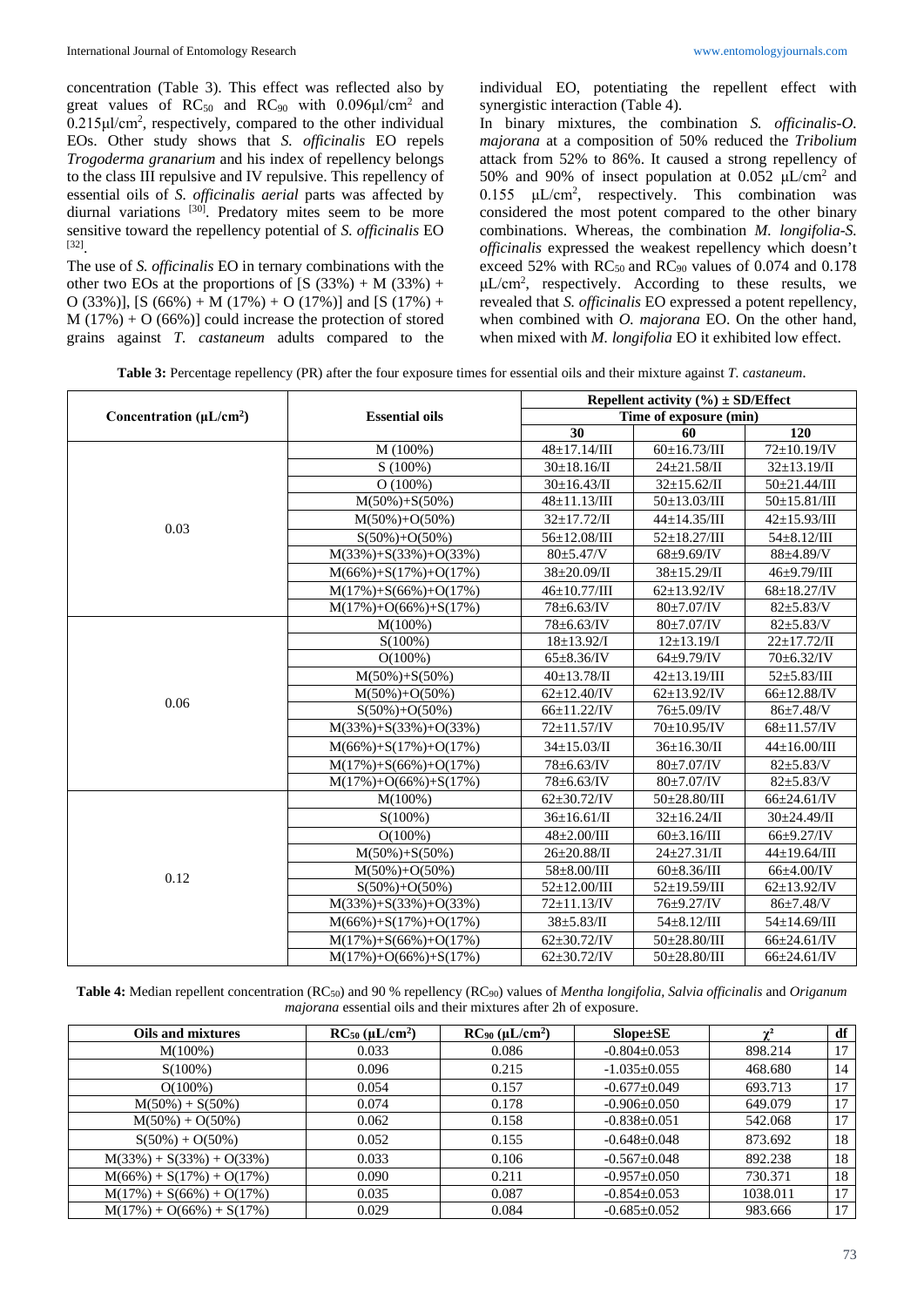concentration (Table 3). This effect was reflected also by great values of $RC_{50}$ and $RC_{90}$ with 0.096µl/cm$^2$ and 0.215µl/cm$^2$, respectively, compared to the other individual EOs. Other study shows that *S. officinalis* EO repels *Trogoderma granarium* and his index of repellency belongs to the class III repulsive and IV repulsive. This repellency of essential oils of *S. officinalis aerial* parts was affected by diurnal variations [30]. Predatory mites seem to be more sensitive toward the repellency potential of *S. officinalis* EO [32].

The use of *S. officinalis* EO in ternary combinations with the other two EOs at the proportions of [S (33%) + M (33%) + O (33%)], [S (66%) + M (17%) + O (17%)] and [S (17%) + M (17%) + O (66%)] could increase the protection of stored grains against *T. castaneum* adults compared to the individual EO, potentiating the repellent effect with synergistic interaction (Table 4).

In binary mixtures, the combination *S. officinalis*-*O. majorana* at a composition of 50% reduced the *Tribolium* attack from 52% to 86%. It caused a strong repellency of 50% and 90% of insect population at 0.052 µL/cm$^2$ and 0.155 µL/cm$^2$, respectively. This combination was considered the most potent compared to the other binary combinations. Whereas, the combination *M. longifolia*-*S. officinalis* expressed the weakest repellency which doesn't exceed 52% with $RC_{50}$ and $RC_{90}$ values of 0.074 and 0.178 µL/cm$^2$, respectively. According to these results, we revealed that *S. officinalis* EO expressed a potent repellency, when combined with *O. majorana* EO. On the other hand, when mixed with *M. longifolia* EO it exhibited low effect.

**Table 3:** Percentage repellency (PR) after the four exposure times for essential oils and their mixture against *T. castaneum*.

| Concentration (µL/cm$^2$) | Essential oils | Repellent activity (%) ± SD/Effect | | |
|---|---|---|---|---|
| | | Time of exposure (min) | | |
| | | 30 | 60 | 120 |
| 0.03 | M (100%) | 48±17.14/III | 60±16.73/III | 72±10.19/IV |
| | S (100%) | 30±18.16/II | 24±21.58/II | 32±13.19/II |
| | O (100%) | 30±16.43/II | 32±15.62/II | 50±21.44/III |
| | M(50%)+S(50%) | 48±11.13/III | 50±13.03/III | 50±15.81/III |
| | M(50%)+O(50%) | 32±17.72/II | 44±14.35/III | 42±15.93/III |
| | S(50%)+O(50%) | 56±12.08/III | 52±18.27/III | 54±8.12/III |
| | M(33%)+S(33%)+O(33%) | 80±5.47/V | 68±9.69/IV | 88±4.89/V |
| | M(66%)+S(17%)+O(17%) | 38±20.09/II | 38±15.29/II | 46±9.79/III |
| | M(17%)+S(66%)+O(17%) | 46±10.77/III | 62±13.92/IV | 68±18.27/IV |
| | M(17%)+O(66%)+S(17%) | 78±6.63/IV | 80±7.07/IV | 82±5.83/V |
| 0.06 | M(100%) | 78±6.63/IV | 80±7.07/IV | 82±5.83/V |
| | S(100%) | 18±13.92/I | 12±13.19/I | 22±17.72/II |
| | O(100%) | 65±8.36/IV | 64±9.79/IV | 70±6.32/IV |
| | M(50%)+S(50%) | 40±13.78/II | 42±13.19/III | 52±5.83/III |
| | M(50%)+O(50%) | 62±12.40/IV | 62±13.92/IV | 66±12.88/IV |
| | S(50%)+O(50%) | 66±11.22/IV | 76±5.09/IV | 86±7.48/V |
| | M(33%)+S(33%)+O(33%) | 72±11.57/IV | 70±10.95/IV | 68±11.57/IV |
| | M(66%)+S(17%)+O(17%) | 34±15.03/II | 36±16.30/II | 44±16.00/III |
| | M(17%)+S(66%)+O(17%) | 78±6.63/IV | 80±7.07/IV | 82±5.83/V |
| | M(17%)+O(66%)+S(17%) | 78±6.63/IV | 80±7.07/IV | 82±5.83/V |
| 0.12 | M(100%) | 62±30.72/IV | 50±28.80/III | 66±24.61/IV |
| | S(100%) | 36±16.61/II | 32±16.24/II | 30±24.49/II |
| | O(100%) | 48±2.00/III | 60±3.16/III | 66±9.27/IV |
| | M(50%)+S(50%) | 26±20.88/II | 24±27.31/II | 44±19.64/III |
| | M(50%)+O(50%) | 58±8.00/III | 60±8.36/III | 66±4.00/IV |
| | S(50%)+O(50%) | 52±12.00/III | 52±19.59/III | 62±13.92/IV |
| | M(33%)+S(33%)+O(33%) | 72±11.13/IV | 76±9.27/IV | 86±7.48/V |
| | M(66%)+S(17%)+O(17%) | 38±5.83/II | 54±8.12/III | 54±14.69/III |
| | M(17%)+S(66%)+O(17%) | 62±30.72/IV | 50±28.80/III | 66±24.61/IV |
| | M(17%)+O(66%)+S(17%) | 62±30.72/IV | 50±28.80/III | 66±24.61/IV |

**Table 4:** Median repellent concentration ($RC_{50}$) and 90 % repellency ($RC_{90}$) values of *Mentha longifolia*, *Salvia officinalis* and *Origanum majorana* essential oils and their mixtures after 2h of exposure.

| Oils and mixtures | $RC_{50}$ (µL/cm$^2$) | $RC_{90}$ (µL/cm$^2$) | Slope±SE | $\chi^2$ | df |
|---|---|---|---|---|---|
| M(100%) | 0.033 | 0.086 | -0.804±0.053 | 898.214 | 17 |
| S(100%) | 0.096 | 0.215 | -1.035±0.055 | 468.680 | 14 |
| O(100%) | 0.054 | 0.157 | -0.677±0.049 | 693.713 | 17 |
| M(50%) + S(50%) | 0.074 | 0.178 | -0.906±0.050 | 649.079 | 17 |
| M(50%) + O(50%) | 0.062 | 0.158 | -0.838±0.051 | 542.068 | 17 |
| S(50%) + O(50%) | 0.052 | 0.155 | -0.648±0.048 | 873.692 | 18 |
| M(33%) + S(33%) + O(33%) | 0.033 | 0.106 | -0.567±0.048 | 892.238 | 18 |
| M(66%) + S(17%) + O(17%) | 0.090 | 0.211 | -0.957±0.050 | 730.371 | 18 |
| M(17%) + S(66%) + O(17%) | 0.035 | 0.087 | -0.854±0.053 | 1038.011 | 17 |
| M(17%) + O(66%) + S(17%) | 0.029 | 0.084 | -0.685±0.052 | 983.666 | 17 |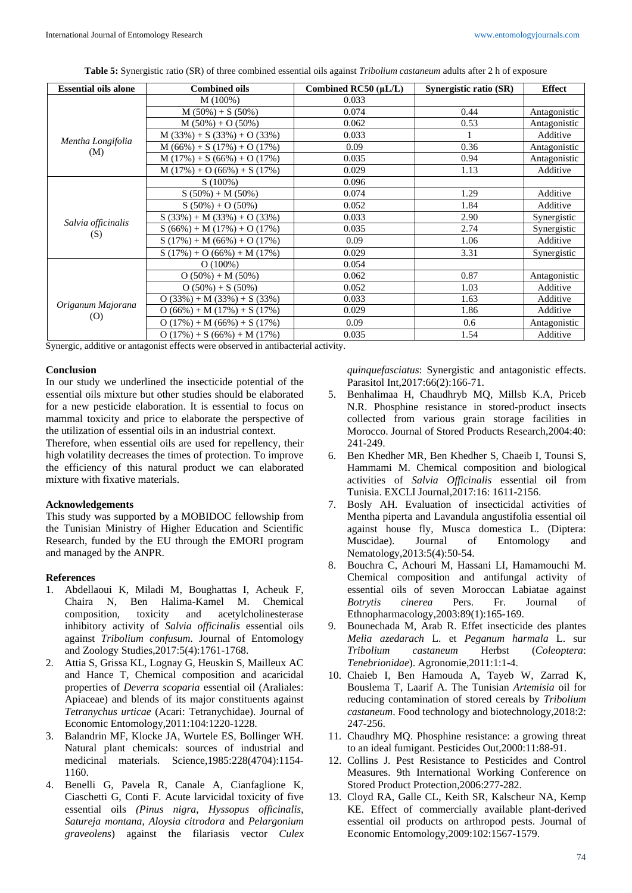**Table 5:** Synergistic ratio (SR) of three combined essential oils against *Tribolium castaneum* adults after 2 h of exposure

| Essential oils alone | Combined oils | Combined RC50 (µL/L) | Synergistic ratio (SR) | Effect |
|---|---|---|---|---|
| *Mentha Longifolia* (M) | M (100%) | 0.033 | | |
| | M (50%) + S (50%) | 0.074 | 0.44 | Antagonistic |
| | M (50%) + O (50%) | 0.062 | 0.53 | Antagonistic |
| | M (33%) + S (33%) + O (33%) | 0.033 | 1 | Additive |
| | M (66%) + S (17%) + O (17%) | 0.09 | 0.36 | Antagonistic |
| | M (17%) + S (66%) + O (17%) | 0.035 | 0.94 | Antagonistic |
| | M (17%) + O (66%) + S (17%) | 0.029 | 1.13 | Additive |
| *Salvia officinalis* (S) | S (100%) | 0.096 | | |
| | S (50%) + M (50%) | 0.074 | 1.29 | Additive |
| | S (50%) + O (50%) | 0.052 | 1.84 | Additive |
| | S (33%) + M (33%) + O (33%) | 0.033 | 2.90 | Synergistic |
| | S (66%) + M (17%) + O (17%) | 0.035 | 2.74 | Synergistic |
| | S (17%) + M (66%) + O (17%) | 0.09 | 1.06 | Additive |
| | S (17%) + O (66%) + M (17%) | 0.029 | 3.31 | Synergistic |
| *Origanum Majorana* (O) | O (100%) | 0.054 | | |
| | O (50%) + M (50%) | 0.062 | 0.87 | Antagonistic |
| | O (50%) + S (50%) | 0.052 | 1.03 | Additive |
| | O (33%) + M (33%) + S (33%) | 0.033 | 1.63 | Additive |
| | O (66%) + M (17%) + S (17%) | 0.029 | 1.86 | Additive |
| | O (17%) + M (66%) + S (17%) | 0.09 | 0.6 | Antagonistic |
| | O (17%) + S (66%) + M (17%) | 0.035 | 1.54 | Additive |

Synergic, additive or antagonist effects were observed in antibacterial activity.

## Conclusion

In our study we underlined the insecticide potential of the essential oils mixture but other studies should be elaborated for a new pesticide elaboration. It is essential to focus on mammal toxicity and price to elaborate the perspective of the utilization of essential oils in an industrial context.

Therefore, when essential oils are used for repellency, their high volatility decreases the times of protection. To improve the efficiency of this natural product we can elaborated mixture with fixative materials.

## Acknowledgements

This study was supported by a MOBIDOC fellowship from the Tunisian Ministry of Higher Education and Scientific Research, funded by the EU through the EMORI program and managed by the ANPR.

## References

1. Abdellaoui K, Miladi M, Boughattas I, Acheuk F, Chaira N, Ben Halima-Kamel M. Chemical composition, toxicity and acetylcholinesterase inhibitory activity of *Salvia officinalis* essential oils against *Tribolium confusum*. Journal of Entomology and Zoology Studies,2017:5(4):1761-1768.
2. Attia S, Grissa KL, Lognay G, Heuskin S, Mailleux AC and Hance T, Chemical composition and acaricidal properties of *Deverra scoparia* essential oil (Araliales: Apiaceae) and blends of its major constituents against *Tetranychus urticae* (Acari: Tetranychidae). Journal of Economic Entomology,2011:104:1220-1228.
3. Balandrin MF, Klocke JA, Wurtele ES, Bollinger WH. Natural plant chemicals: sources of industrial and medicinal materials. Science,1985:228(4704):1154-1160.
4. Benelli G, Pavela R, Canale A, Cianfaglione K, Ciaschetti G, Conti F. Acute larvicidal toxicity of five essential oils *(Pinus nigra*, *Hyssopus officinalis*, *Satureja montana*, *Aloysia citrodora* and *Pelargonium graveolens*) against the filariasis vector *Culex quinquefasciatus*: Synergistic and antagonistic effects. Parasitol Int,2017:66(2):166-71.
5. Benhalimaa H, Chaudhryb MQ, Millsb K.A, Priceb N.R. Phosphine resistance in stored-product insects collected from various grain storage facilities in Morocco. Journal of Stored Products Research,2004:40: 241-249.
6. Ben Khedher MR, Ben Khedher S, Chaeib I, Tounsi S, Hammami M. Chemical composition and biological activities of *Salvia Officinalis* essential oil from Tunisia. EXCLI Journal,2017:16: 1611-2156.
7. Bosly AH. Evaluation of insecticidal activities of Mentha piperta and Lavandula angustifolia essential oil against house fly, Musca domestica L. (Diptera: Muscidae). Journal of Entomology and Nematology,2013:5(4):50-54.
8. Bouchra C, Achouri M, Hassani LI, Hamamouchi M. Chemical composition and antifungal activity of essential oils of seven Moroccan Labiatae against *Botrytis cinerea* Pers. Fr. Journal of Ethnopharmacology,2003:89(1):165-169.
9. Bounechada M, Arab R. Effet insecticide des plantes *Melia azedarach* L. et *Peganum harmala* L. sur *Tribolium castaneum* Herbst (*Coleoptera*: *Tenebrionidae*). Agronomie,2011:1:1-4.
10. Chaieb I, Ben Hamouda A, Tayeb W, Zarrad K, Bouslema T, Laarif A. The Tunisian *Artemisia* oil for reducing contamination of stored cereals by *Tribolium castaneum*. Food technology and biotechnology,2018:2: 247-256.
11. Chaudhry MQ. Phosphine resistance: a growing threat to an ideal fumigant. Pesticides Out,2000:11:88-91.
12. Collins J. Pest Resistance to Pesticides and Control Measures. 9th International Working Conference on Stored Product Protection,2006:277-282.
13. Cloyd RA, Galle CL, Keith SR, Kalscheur NA, Kemp KE. Effect of commercially available plant-derived essential oil products on arthropod pests. Journal of Economic Entomology,2009:102:1567-1579.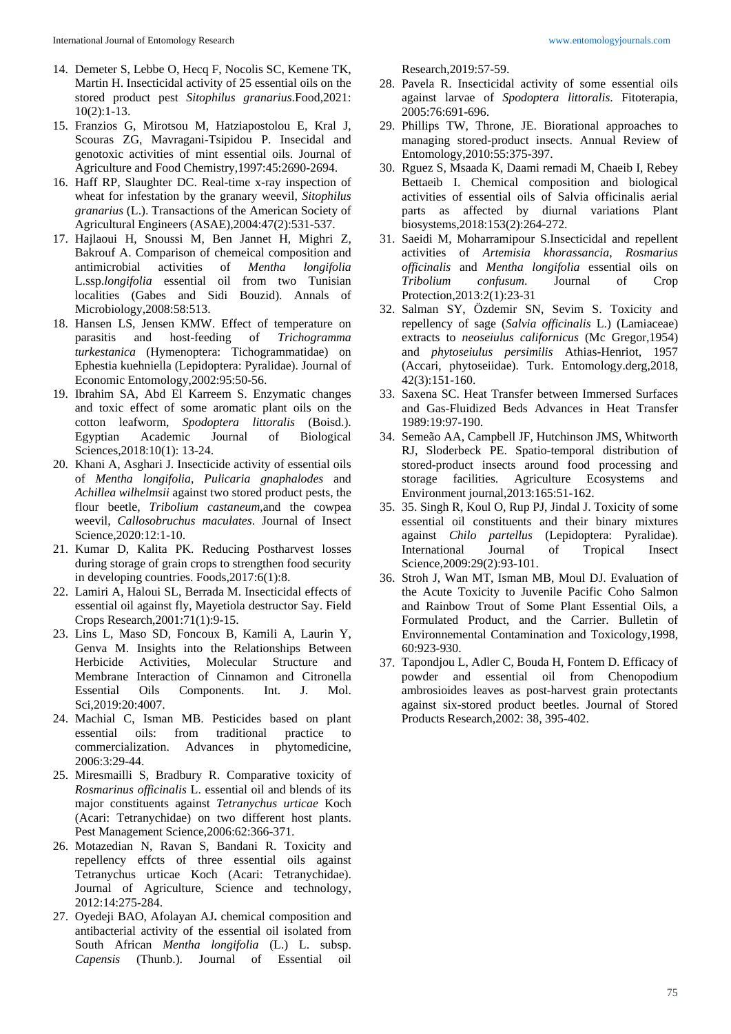14. Demeter S, Lebbe O, Hecq F, Nocolis SC, Kemene TK, Martin H. Insecticidal activity of 25 essential oils on the stored product pest *Sitophilus granarius*.Food,2021: 10(2):1-13.
15. Franzios G, Mirotsou M, Hatziapostolou E, Kral J, Scouras ZG, Mavragani-Tsipidou P. Insecidal and genotoxic activities of mint essential oils. Journal of Agriculture and Food Chemistry,1997:45:2690-2694.
16. Haff RP, Slaughter DC. Real-time x-ray inspection of wheat for infestation by the granary weevil, *Sitophilus granarius* (L.). Transactions of the American Society of Agricultural Engineers (ASAE),2004:47(2):531-537.
17. Hajlaoui H, Snoussi M, Ben Jannet H, Mighri Z, Bakrouf A. Comparison of chemeical composition and antimicrobial activities of *Mentha longifolia* L.ssp.*longifolia* essential oil from two Tunisian localities (Gabes and Sidi Bouzid). Annals of Microbiology,2008:58:513.
18. Hansen LS, Jensen KMW. Effect of temperature on parasitis and host-feeding of *Trichogramma turkestanica* (Hymenoptera: Tichogrammatidae) on Ephestia kuehniella (Lepidoptera: Pyralidae). Journal of Economic Entomology,2002:95:50-56.
19. Ibrahim SA, Abd El Karreem S. Enzymatic changes and toxic effect of some aromatic plant oils on the cotton leafworm, *Spodoptera littoralis* (Boisd.). Egyptian Academic Journal of Biological Sciences,2018:10(1): 13-24.
20. Khani A, Asghari J. Insecticide activity of essential oils of *Mentha longifolia*, *Pulicaria gnaphalodes* and *Achillea wilhelmsii* against two stored product pests, the flour beetle, *Tribolium castaneum*,and the cowpea weevil, *Callosobruchus maculates*. Journal of Insect Science,2020:12:1-10.
21. Kumar D, Kalita PK. Reducing Postharvest losses during storage of grain crops to strengthen food security in developing countries. Foods,2017:6(1):8.
22. Lamiri A, Haloui SL, Berrada M. Insecticidal effects of essential oil against fly, Mayetiola destructor Say. Field Crops Research,2001:71(1):9-15.
23. Lins L, Maso SD, Foncoux B, Kamili A, Laurin Y, Genva M. Insights into the Relationships Between Herbicide Activities, Molecular Structure and Membrane Interaction of Cinnamon and Citronella Essential Oils Components. Int. J. Mol. Sci,2019:20:4007.
24. Machial C, Isman MB. Pesticides based on plant essential oils: from traditional practice to commercialization. Advances in phytomedicine, 2006:3:29-44.
25. Miresmailli S, Bradbury R. Comparative toxicity of *Rosmarinus officinalis* L. essential oil and blends of its major constituents against *Tetranychus urticae* Koch (Acari: Tetranychidae) on two different host plants. Pest Management Science,2006:62:366-371.
26. Motazedian N, Ravan S, Bandani R. Toxicity and repellency effcts of three essential oils against Tetranychus urticae Koch (Acari: Tetranychidae). Journal of Agriculture, Science and technology, 2012:14:275-284.
27. Oyedeji BAO, Afolayan AJ**.** chemical composition and antibacterial activity of the essential oil isolated from South African *Mentha longifolia* (L.) L. subsp. *Capensis* (Thunb.). Journal of Essential oil Research,2019:57-59.
28. Pavela R. Insecticidal activity of some essential oils against larvae of *Spodoptera littoralis.* Fitoterapia, 2005:76:691-696.
29. Phillips TW, Throne, JE. Biorational approaches to managing stored-product insects. Annual Review of Entomology,2010:55:375-397.
30. Rguez S, Msaada K, Daami remadi M, Chaeib I, Rebey Bettaeib I. Chemical composition and biological activities of essential oils of Salvia officinalis aerial parts as affected by diurnal variations Plant biosystems,2018:153(2):264-272.
31. Saeidi M, Moharramipour S.Insecticidal and repellent activities of *Artemisia khorassancia*, *Rosmarius officinalis* and *Mentha longifolia* essential oils on *Tribolium confusum*. Journal of Crop Protection,2013:2(1):23-31
32. Salman SY, Özdemir SN, Sevim S. Toxicity and repellency of sage (*Salvia officinalis* L.) (Lamiaceae) extracts to *neoseiulus californicus* (Mc Gregor,1954) and *phytoseiulus persimilis* Athias-Henriot, 1957 (Accari, phytoseiidae). Turk. Entomology.derg,2018, 42(3):151-160.
33. Saxena SC. Heat Transfer between Immersed Surfaces and Gas-Fluidized Beds Advances in Heat Transfer 1989:19:97-190.
34. Semeão AA, Campbell JF, Hutchinson JMS, Whitworth RJ, Sloderbeck PE. Spatio-temporal distribution of stored-product insects around food processing and storage facilities. Agriculture Ecosystems and Environment journal,2013:165:51-162.
35. 35. Singh R, Koul O, Rup PJ, Jindal J. Toxicity of some essential oil constituents and their binary mixtures against *Chilo partellus* (Lepidoptera: Pyralidae). International Journal of Tropical Insect Science,2009:29(2):93-101.
36. Stroh J, Wan MT, Isman MB, Moul DJ. Evaluation of the Acute Toxicity to Juvenile Pacific Coho Salmon and Rainbow Trout of Some Plant Essential Oils, a Formulated Product, and the Carrier. Bulletin of Environnemental Contamination and Toxicology,1998, 60:923-930.
37. Tapondjou L, Adler C, Bouda H, Fontem D. Efficacy of powder and essential oil from Chenopodium ambrosioides leaves as post-harvest grain protectants against six-stored product beetles. Journal of Stored Products Research,2002: 38, 395-402.